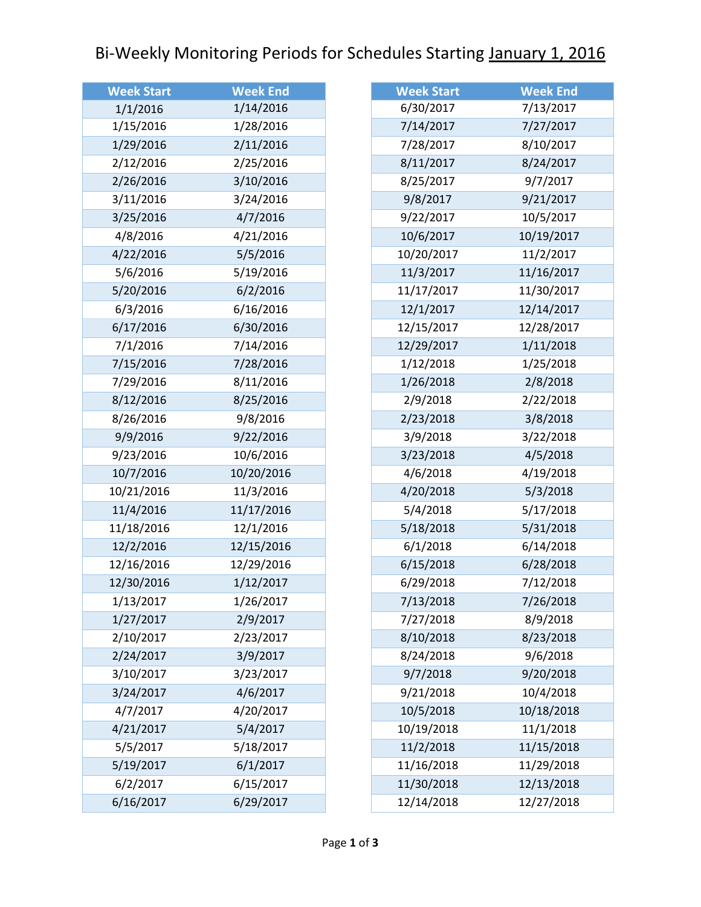# Bi-Weekly Monitoring Periods for Schedules Starting January 1, 2016

| Week Start | Week End |
|---|---|
| 1/1/2016 | 1/14/2016 |
| 1/15/2016 | 1/28/2016 |
| 1/29/2016 | 2/11/2016 |
| 2/12/2016 | 2/25/2016 |
| 2/26/2016 | 3/10/2016 |
| 3/11/2016 | 3/24/2016 |
| 3/25/2016 | 4/7/2016 |
| 4/8/2016 | 4/21/2016 |
| 4/22/2016 | 5/5/2016 |
| 5/6/2016 | 5/19/2016 |
| 5/20/2016 | 6/2/2016 |
| 6/3/2016 | 6/16/2016 |
| 6/17/2016 | 6/30/2016 |
| 7/1/2016 | 7/14/2016 |
| 7/15/2016 | 7/28/2016 |
| 7/29/2016 | 8/11/2016 |
| 8/12/2016 | 8/25/2016 |
| 8/26/2016 | 9/8/2016 |
| 9/9/2016 | 9/22/2016 |
| 9/23/2016 | 10/6/2016 |
| 10/7/2016 | 10/20/2016 |
| 10/21/2016 | 11/3/2016 |
| 11/4/2016 | 11/17/2016 |
| 11/18/2016 | 12/1/2016 |
| 12/2/2016 | 12/15/2016 |
| 12/16/2016 | 12/29/2016 |
| 12/30/2016 | 1/12/2017 |
| 1/13/2017 | 1/26/2017 |
| 1/27/2017 | 2/9/2017 |
| 2/10/2017 | 2/23/2017 |
| 2/24/2017 | 3/9/2017 |
| 3/10/2017 | 3/23/2017 |
| 3/24/2017 | 4/6/2017 |
| 4/7/2017 | 4/20/2017 |
| 4/21/2017 | 5/4/2017 |
| 5/5/2017 | 5/18/2017 |
| 5/19/2017 | 6/1/2017 |
| 6/2/2017 | 6/15/2017 |
| 6/16/2017 | 6/29/2017 |
| 6/30/2017 | 7/13/2017 |
| 7/14/2017 | 7/27/2017 |
| 7/28/2017 | 8/10/2017 |
| 8/11/2017 | 8/24/2017 |
| 8/25/2017 | 9/7/2017 |
| 9/8/2017 | 9/21/2017 |
| 9/22/2017 | 10/5/2017 |
| 10/6/2017 | 10/19/2017 |
| 10/20/2017 | 11/2/2017 |
| 11/3/2017 | 11/16/2017 |
| 11/17/2017 | 11/30/2017 |
| 12/1/2017 | 12/14/2017 |
| 12/15/2017 | 12/28/2017 |
| 12/29/2017 | 1/11/2018 |
| 1/12/2018 | 1/25/2018 |
| 1/26/2018 | 2/8/2018 |
| 2/9/2018 | 2/22/2018 |
| 2/23/2018 | 3/8/2018 |
| 3/9/2018 | 3/22/2018 |
| 3/23/2018 | 4/5/2018 |
| 4/6/2018 | 4/19/2018 |
| 4/20/2018 | 5/3/2018 |
| 5/4/2018 | 5/17/2018 |
| 5/18/2018 | 5/31/2018 |
| 6/1/2018 | 6/14/2018 |
| 6/15/2018 | 6/28/2018 |
| 6/29/2018 | 7/12/2018 |
| 7/13/2018 | 7/26/2018 |
| 7/27/2018 | 8/9/2018 |
| 8/10/2018 | 8/23/2018 |
| 8/24/2018 | 9/6/2018 |
| 9/7/2018 | 9/20/2018 |
| 9/21/2018 | 10/4/2018 |
| 10/5/2018 | 10/18/2018 |
| 10/19/2018 | 11/1/2018 |
| 11/2/2018 | 11/15/2018 |
| 11/16/2018 | 11/29/2018 |
| 11/30/2018 | 12/13/2018 |
| 12/14/2018 | 12/27/2018 |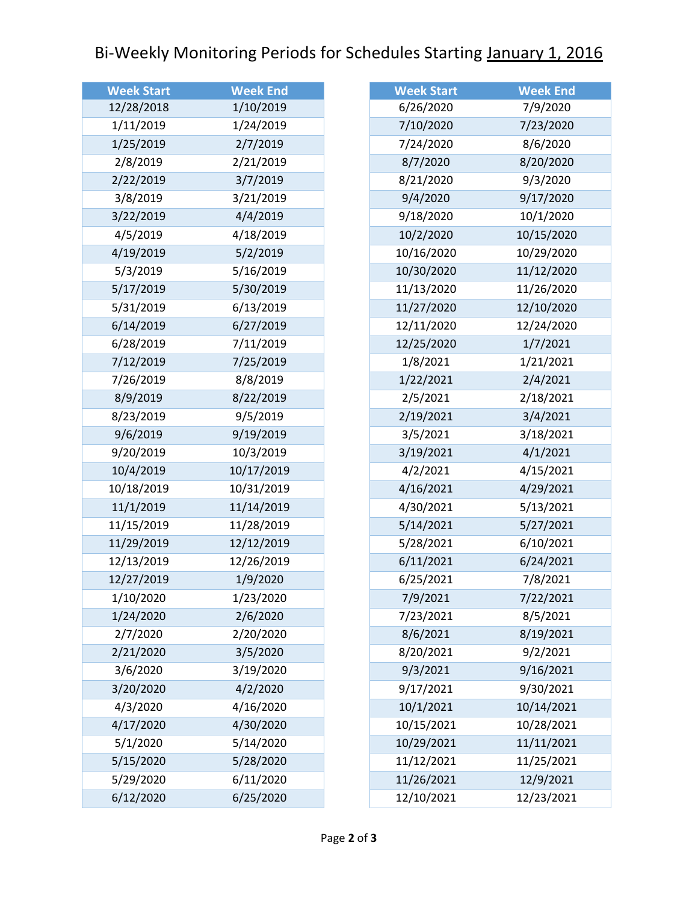# Bi-Weekly Monitoring Periods for Schedules Starting January 1, 2016

| Week Start | Week End |
|---|---|
| 12/28/2018 | 1/10/2019 |
| 1/11/2019 | 1/24/2019 |
| 1/25/2019 | 2/7/2019 |
| 2/8/2019 | 2/21/2019 |
| 2/22/2019 | 3/7/2019 |
| 3/8/2019 | 3/21/2019 |
| 3/22/2019 | 4/4/2019 |
| 4/5/2019 | 4/18/2019 |
| 4/19/2019 | 5/2/2019 |
| 5/3/2019 | 5/16/2019 |
| 5/17/2019 | 5/30/2019 |
| 5/31/2019 | 6/13/2019 |
| 6/14/2019 | 6/27/2019 |
| 6/28/2019 | 7/11/2019 |
| 7/12/2019 | 7/25/2019 |
| 7/26/2019 | 8/8/2019 |
| 8/9/2019 | 8/22/2019 |
| 8/23/2019 | 9/5/2019 |
| 9/6/2019 | 9/19/2019 |
| 9/20/2019 | 10/3/2019 |
| 10/4/2019 | 10/17/2019 |
| 10/18/2019 | 10/31/2019 |
| 11/1/2019 | 11/14/2019 |
| 11/15/2019 | 11/28/2019 |
| 11/29/2019 | 12/12/2019 |
| 12/13/2019 | 12/26/2019 |
| 12/27/2019 | 1/9/2020 |
| 1/10/2020 | 1/23/2020 |
| 1/24/2020 | 2/6/2020 |
| 2/7/2020 | 2/20/2020 |
| 2/21/2020 | 3/5/2020 |
| 3/6/2020 | 3/19/2020 |
| 3/20/2020 | 4/2/2020 |
| 4/3/2020 | 4/16/2020 |
| 4/17/2020 | 4/30/2020 |
| 5/1/2020 | 5/14/2020 |
| 5/15/2020 | 5/28/2020 |
| 5/29/2020 | 6/11/2020 |
| 6/12/2020 | 6/25/2020 |
| 6/26/2020 | 7/9/2020 |
| 7/10/2020 | 7/23/2020 |
| 7/24/2020 | 8/6/2020 |
| 8/7/2020 | 8/20/2020 |
| 8/21/2020 | 9/3/2020 |
| 9/4/2020 | 9/17/2020 |
| 9/18/2020 | 10/1/2020 |
| 10/2/2020 | 10/15/2020 |
| 10/16/2020 | 10/29/2020 |
| 10/30/2020 | 11/12/2020 |
| 11/13/2020 | 11/26/2020 |
| 11/27/2020 | 12/10/2020 |
| 12/11/2020 | 12/24/2020 |
| 12/25/2020 | 1/7/2021 |
| 1/8/2021 | 1/21/2021 |
| 1/22/2021 | 2/4/2021 |
| 2/5/2021 | 2/18/2021 |
| 2/19/2021 | 3/4/2021 |
| 3/5/2021 | 3/18/2021 |
| 3/19/2021 | 4/1/2021 |
| 4/2/2021 | 4/15/2021 |
| 4/16/2021 | 4/29/2021 |
| 4/30/2021 | 5/13/2021 |
| 5/14/2021 | 5/27/2021 |
| 5/28/2021 | 6/10/2021 |
| 6/11/2021 | 6/24/2021 |
| 6/25/2021 | 7/8/2021 |
| 7/9/2021 | 7/22/2021 |
| 7/23/2021 | 8/5/2021 |
| 8/6/2021 | 8/19/2021 |
| 8/20/2021 | 9/2/2021 |
| 9/3/2021 | 9/16/2021 |
| 9/17/2021 | 9/30/2021 |
| 10/1/2021 | 10/14/2021 |
| 10/15/2021 | 10/28/2021 |
| 10/29/2021 | 11/11/2021 |
| 11/12/2021 | 11/25/2021 |
| 11/26/2021 | 12/9/2021 |
| 12/10/2021 | 12/23/2021 |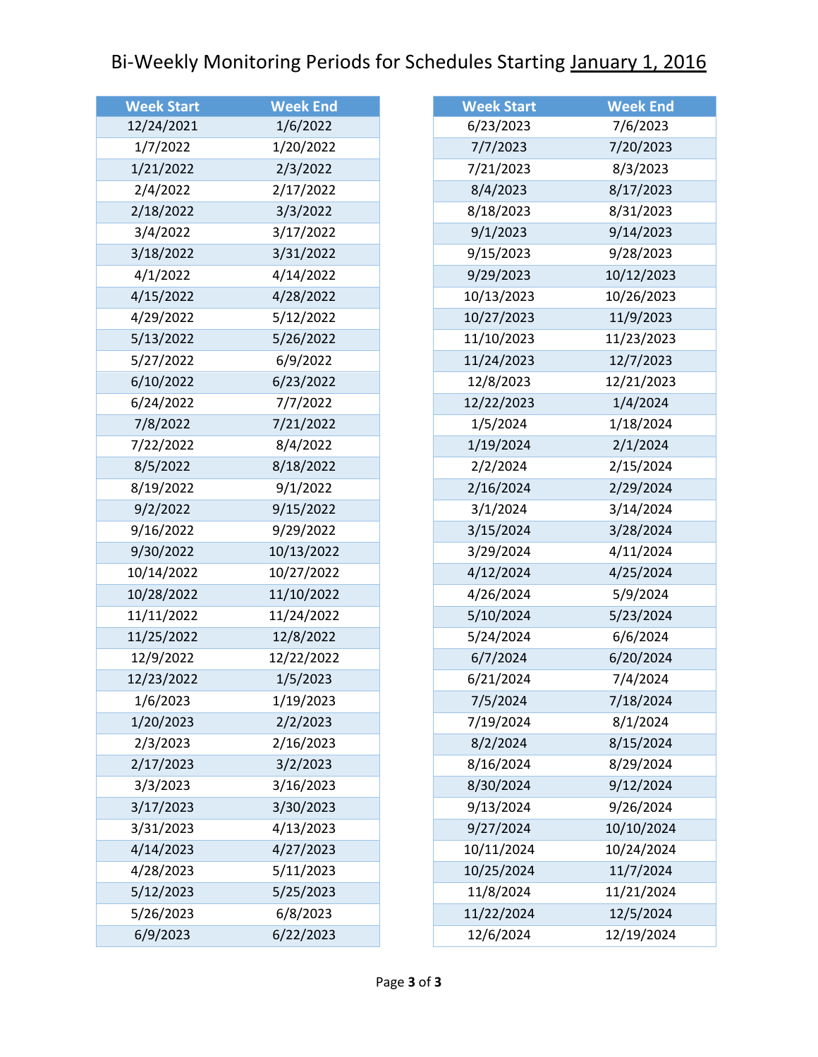# Bi-Weekly Monitoring Periods for Schedules Starting January 1, 2016

| Week Start | Week End |
|---|---|
| 12/24/2021 | 1/6/2022 |
| 1/7/2022 | 1/20/2022 |
| 1/21/2022 | 2/3/2022 |
| 2/4/2022 | 2/17/2022 |
| 2/18/2022 | 3/3/2022 |
| 3/4/2022 | 3/17/2022 |
| 3/18/2022 | 3/31/2022 |
| 4/1/2022 | 4/14/2022 |
| 4/15/2022 | 4/28/2022 |
| 4/29/2022 | 5/12/2022 |
| 5/13/2022 | 5/26/2022 |
| 5/27/2022 | 6/9/2022 |
| 6/10/2022 | 6/23/2022 |
| 6/24/2022 | 7/7/2022 |
| 7/8/2022 | 7/21/2022 |
| 7/22/2022 | 8/4/2022 |
| 8/5/2022 | 8/18/2022 |
| 8/19/2022 | 9/1/2022 |
| 9/2/2022 | 9/15/2022 |
| 9/16/2022 | 9/29/2022 |
| 9/30/2022 | 10/13/2022 |
| 10/14/2022 | 10/27/2022 |
| 10/28/2022 | 11/10/2022 |
| 11/11/2022 | 11/24/2022 |
| 11/25/2022 | 12/8/2022 |
| 12/9/2022 | 12/22/2022 |
| 12/23/2022 | 1/5/2023 |
| 1/6/2023 | 1/19/2023 |
| 1/20/2023 | 2/2/2023 |
| 2/3/2023 | 2/16/2023 |
| 2/17/2023 | 3/2/2023 |
| 3/3/2023 | 3/16/2023 |
| 3/17/2023 | 3/30/2023 |
| 3/31/2023 | 4/13/2023 |
| 4/14/2023 | 4/27/2023 |
| 4/28/2023 | 5/11/2023 |
| 5/12/2023 | 5/25/2023 |
| 5/26/2023 | 6/8/2023 |
| 6/9/2023 | 6/22/2023 |

| Week Start | Week End |
|---|---|
| 6/23/2023 | 7/6/2023 |
| 7/7/2023 | 7/20/2023 |
| 7/21/2023 | 8/3/2023 |
| 8/4/2023 | 8/17/2023 |
| 8/18/2023 | 8/31/2023 |
| 9/1/2023 | 9/14/2023 |
| 9/15/2023 | 9/28/2023 |
| 9/29/2023 | 10/12/2023 |
| 10/13/2023 | 10/26/2023 |
| 10/27/2023 | 11/9/2023 |
| 11/10/2023 | 11/23/2023 |
| 11/24/2023 | 12/7/2023 |
| 12/8/2023 | 12/21/2023 |
| 12/22/2023 | 1/4/2024 |
| 1/5/2024 | 1/18/2024 |
| 1/19/2024 | 2/1/2024 |
| 2/2/2024 | 2/15/2024 |
| 2/16/2024 | 2/29/2024 |
| 3/1/2024 | 3/14/2024 |
| 3/15/2024 | 3/28/2024 |
| 3/29/2024 | 4/11/2024 |
| 4/12/2024 | 4/25/2024 |
| 4/26/2024 | 5/9/2024 |
| 5/10/2024 | 5/23/2024 |
| 5/24/2024 | 6/6/2024 |
| 6/7/2024 | 6/20/2024 |
| 6/21/2024 | 7/4/2024 |
| 7/5/2024 | 7/18/2024 |
| 7/19/2024 | 8/1/2024 |
| 8/2/2024 | 8/15/2024 |
| 8/16/2024 | 8/29/2024 |
| 8/30/2024 | 9/12/2024 |
| 9/13/2024 | 9/26/2024 |
| 9/27/2024 | 10/10/2024 |
| 10/11/2024 | 10/24/2024 |
| 10/25/2024 | 11/7/2024 |
| 11/8/2024 | 11/21/2024 |
| 11/22/2024 | 12/5/2024 |
| 12/6/2024 | 12/19/2024 |